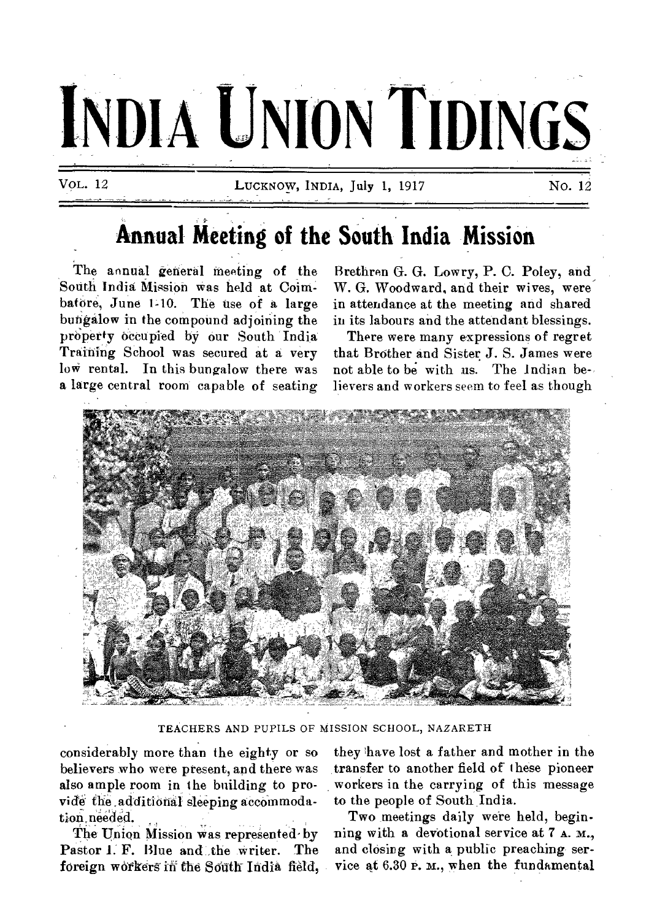# INDIA UNION TIDINGS

VOL. 12 LUCKNOW, INDIA, July 1, 1917 No. 12

## Annual Meeting of the South India Mission

The annual general meeting of the South India Mission was held at Coimbatore, June 1-10. The use of a large bungalow in the compound adjoining the property occupied by our South India Training School was secured at a very low rental. In this bungalow there was a large central room capable of seating considerably more than the eighty or so believers who were present, and there was also ample room in the building to provide the additional sleeping accommodation needed.

The Union Mission was represented by Pastor I. F. Blue and the writer. The foreign workers in the South India field, Brethren G. G. Lowry, P. C. Poley, and W. G. Woodward, and their wives, were in attendance at the meeting and shared in its labours and the attendant blessings.

There were many expressions of regret that Brother and Sister J. S. James were not able to be with us. The Indian believers and workers seem to feel as though they have lost a father and mother in the transfer to another field of these pioneer workers in the carrying of this message to the people of South India.

TEACHERS AND PUPILS OF MISSION SCHOOL, NAZARETH

Two meetings daily were held, beginning with a devotional service at 7 A. M., and closing with a public preaching service at 6.30 P. M., when the fundamental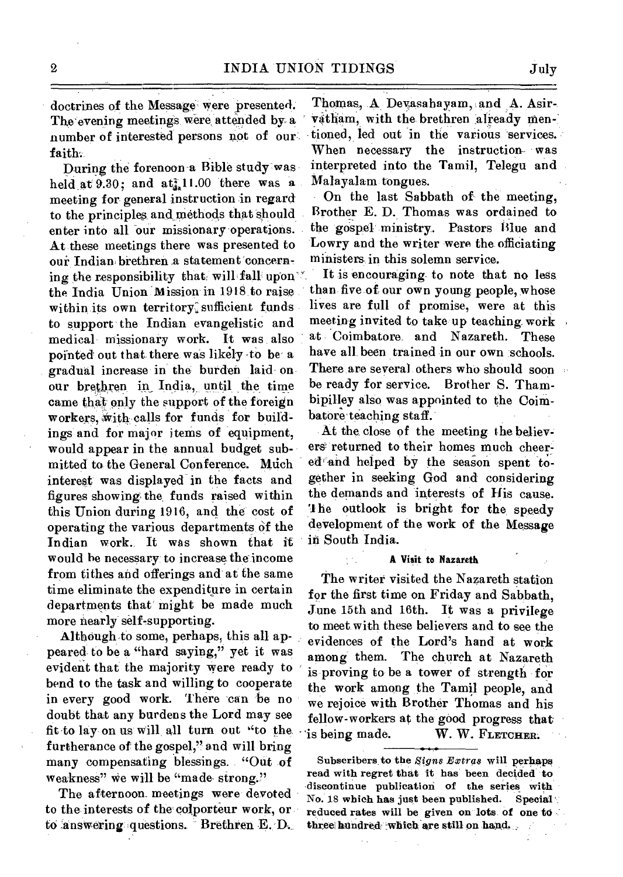doctrines of the Message were presented. The evening meetings were attended by a number of interested persons not of our faith.

During the forenoon a Bible study was held at 9.30; and at 11.00 there was a meeting for general instruction in regard to the principles and methods that should enter into all our missionary operations. At these meetings there was presented to our Indian brethren a statement concerning the responsibility that will fall upon the India Union Mission in 1918 to raise within its own territory sufficient funds to support the Indian evangelistic and medical missionary work. It was also pointed out that there was likely to be a gradual increase in the burden laid on our brethren in India, until the time came that only the support of the foreign workers, with calls for funds for buildings and for major items of equipment, would appear in the annual budget submitted to the General Conference. Much interest was displayed in the facts and figures showing the funds raised within this Union during 1916, and the cost of operating the various departments of the Indian work. It was shown that it would be necessary to increase the income from tithes and offerings and at the same time eliminate the expenditure in certain departments that might be made much more nearly self-supporting.

Although to some, perhaps, this all appeared to be a "hard saying," yet it was evident that the majority were ready to bend to the task and willing to cooperate in every good work. There can be no doubt that any burdens the Lord may see fit to lay on us will all turn out "to the furtherance of the gospel," and will bring many compensating blessings. "Out of weakness" we will be "made strong."

The afternoon meetings were devoted to the interests of the colporteur work, or to answering questions. Brethren E. D. Thomas, A. Devasahayam, and A. Asirvatham, with the brethren already mentioned, led out in the various services. When necessary the instruction was interpreted into the Tamil, Telegu and Malayalam tongues.

On the last Sabbath of the meeting, Brother E. D. Thomas was ordained to the gospel ministry. Pastors Blue and Lowry and the writer were the officiating ministers in this solemn service.

It is encouraging to note that no less than five of our own young people, whose lives are full of promise, were at this meeting invited to take up teaching work at Coimbatore and Nazareth. These have all been trained in our own schools. There are several others who should soon be ready for service. Brother S. Thambipilley also was appointed to the Coimbatore teaching staff.

At the close of the meeting the believers returned to their homes much cheered and helped by the season spent together in seeking God and considering the demands and interests of His cause. The outlook is bright for the speedy development of the work of the Message in South India.

#### A Visit to Nazareth

The writer visited the Nazareth station for the first time on Friday and Sabbath, June 15th and 16th. It was a privilege to meet with these believers and to see the evidences of the Lord's hand at work among them. The church at Nazareth is proving to be a tower of strength for the work among the Tamil people, and we rejoice with Brother Thomas and his fellow-workers at the good progress that is being made.

W. W. FLETCHER.

---

Subscribers to the *Signs Extras* will perhaps read with regret that it has been decided to discontinue publication of the series with No. 18 which has just been published. Special reduced rates will be given on lots of one to three hundred which are still on hand.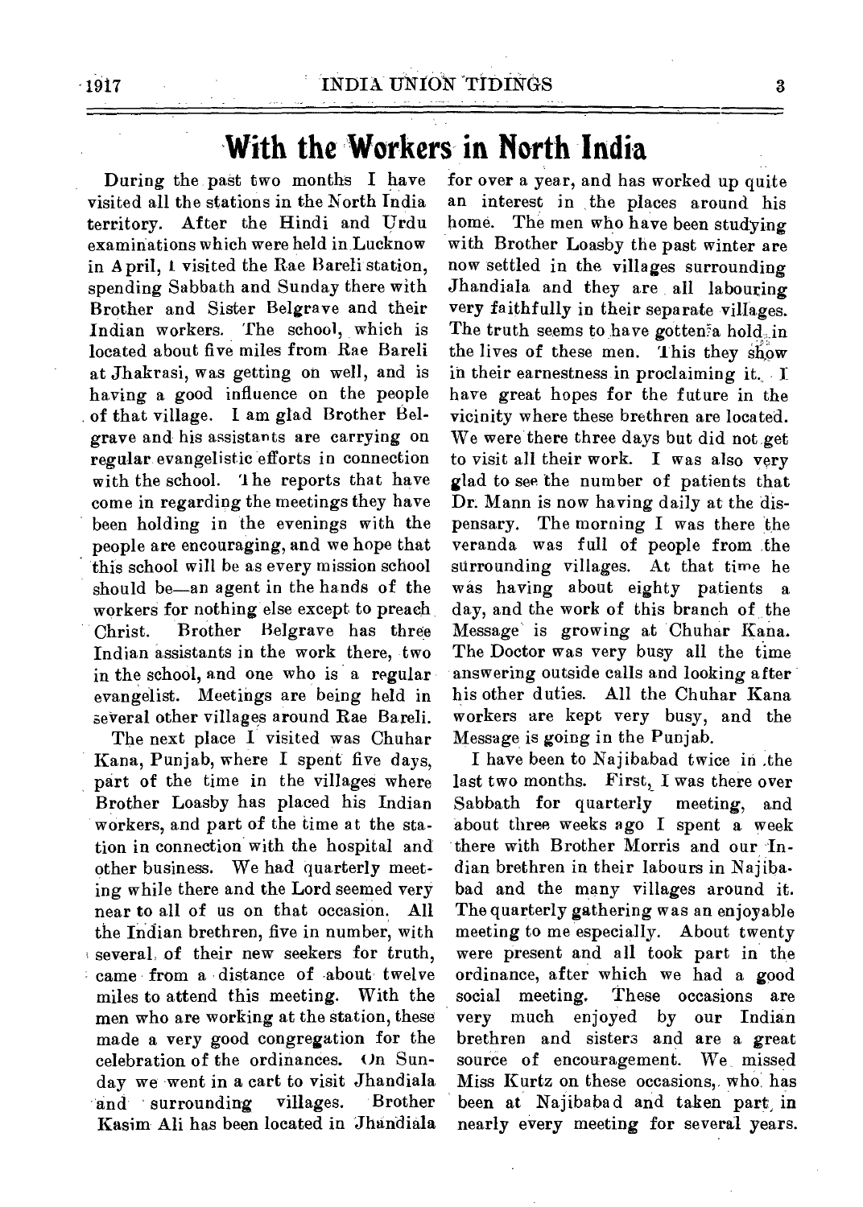# With the Workers in North India

During the past two months I have visited all the stations in the North India territory. After the Hindi and Urdu examinations which were held in Lucknow in April, I visited the Rae Bareli station, spending Sabbath and Sunday there with Brother and Sister Belgrave and their Indian workers. The school, which is located about five miles from Rae Bareli at Jhakrasi, was getting on well, and is having a good influence on the people of that village. I am glad Brother Belgrave and his assistants are carrying on regular evangelistic efforts in connection with the school. The reports that have come in regarding the meetings they have been holding in the evenings with the people are encouraging, and we hope that this school will be as every mission school should be—an agent in the hands of the workers for nothing else except to preach Christ. Brother Belgrave has three Indian assistants in the work there, two in the school, and one who is a regular evangelist. Meetings are being held in several other villages around Rae Bareli.

The next place I visited was Chuhar Kana, Punjab, where I spent five days, part of the time in the villages where Brother Loasby has placed his Indian workers, and part of the time at the station in connection with the hospital and other business. We had quarterly meeting while there and the Lord seemed very near to all of us on that occasion. All the Indian brethren, five in number, with several of their new seekers for truth, came from a distance of about twelve miles to attend this meeting. With the men who are working at the station, these made a very good congregation for the celebration of the ordinances. On Sunday we went in a cart to visit Jhandiala and surrounding villages. Brother Kasim Ali has been located in Jhandiala for over a year, and has worked up quite an interest in the places around his home. The men who have been studying with Brother Loasby the past winter are now settled in the villages surrounding Jhandiala and they are all labouring very faithfully in their separate villages. The truth seems to have gotten a hold in the lives of these men. This they show in their earnestness in proclaiming it. I have great hopes for the future in the vicinity where these brethren are located. We were there three days but did not get to visit all their work. I was also very glad to see the number of patients that Dr. Mann is now having daily at the dispensary. The morning I was there the veranda was full of people from the surrounding villages. At that time he was having about eighty patients a day, and the work of this branch of the Message is growing at Chuhar Kana. The Doctor was very busy all the time answering outside calls and looking after his other duties. All the Chuhar Kana workers are kept very busy, and the Message is going in the Punjab.

I have been to Najibabad twice in the last two months. First, I was there over Sabbath for quarterly meeting, and about three weeks ago I spent a week there with Brother Morris and our Indian brethren in their labours in Najibabad and the many villages around it. The quarterly gathering was an enjoyable meeting to me especially. About twenty were present and all took part in the ordinance, after which we had a good social meeting. These occasions are very much enjoyed by our Indian brethren and sisters and are a great source of encouragement. We missed Miss Kurtz on these occasions, who has been at Najibabad and taken part in nearly every meeting for several years.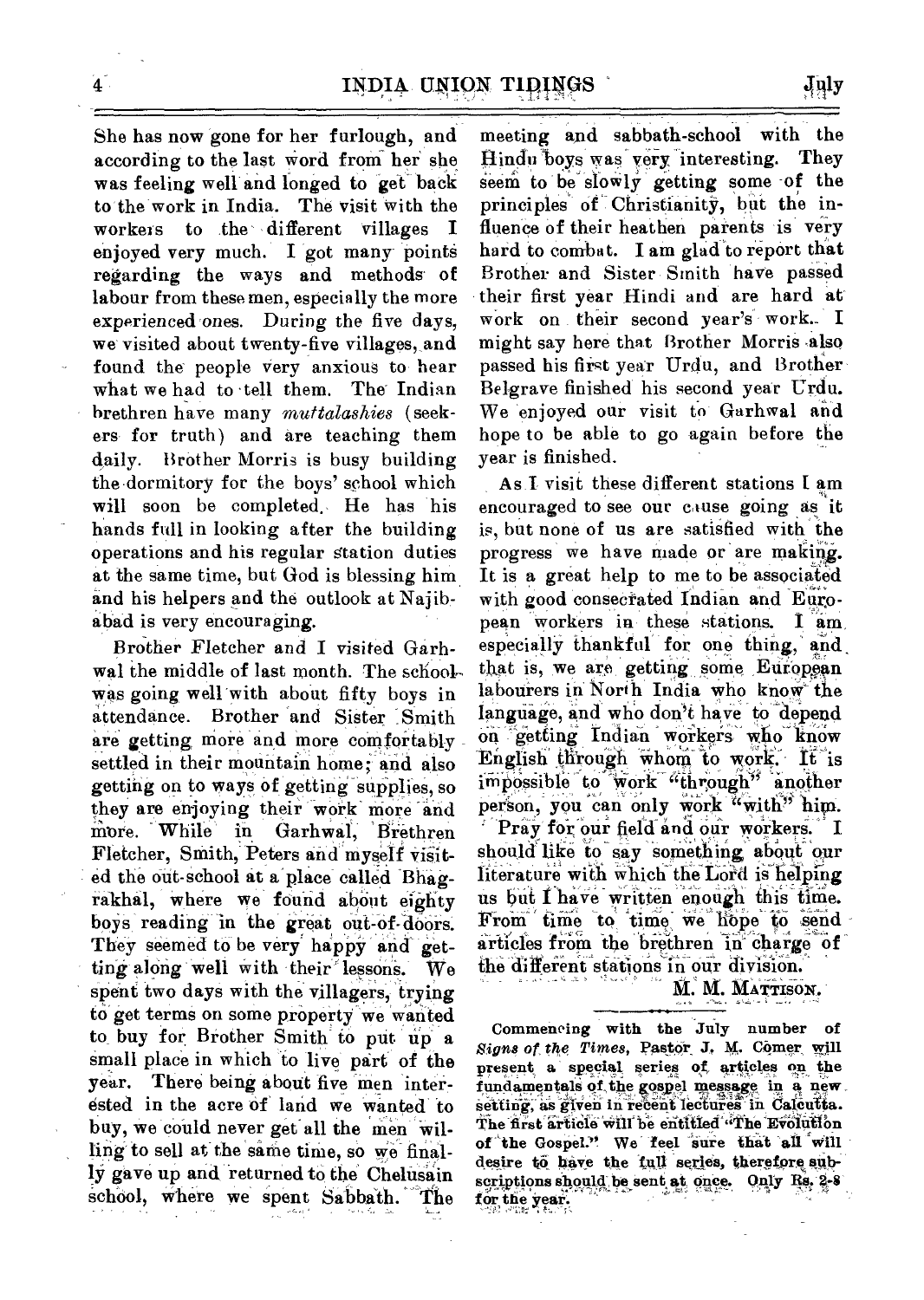She has now gone for her furlough, and according to the last word from her she was feeling well and longed to get back to the work in India. The visit with the workers to the different villages I enjoyed very much. I got many points regarding the ways and methods of labour from these men, especially the more experienced ones. During the five days, we visited about twenty-five villages, and found the people very anxious to hear what we had to tell them. The Indian brethren have many *muttalashies* (seekers for truth) and are teaching them daily. Brother Morris is busy building the dormitory for the boys' school which will soon be completed. He has his hands full in looking after the building operations and his regular station duties at the same time, but God is blessing him and his helpers and the outlook at Najibabad is very encouraging.

Brother Fletcher and I visited Garhwal the middle of last month. The school was going well with about fifty boys in attendance. Brother and Sister Smith are getting more and more comfortably settled in their mountain home; and also getting on to ways of getting supplies, so they are enjoying their work more and more. While in Garhwal, Brethren Fletcher, Smith, Peters and myself visited the out-school at a place called Bhagrakhal, where we found about eighty boys reading in the great out-of-doors. They seemed to be very happy and getting along well with their lessons. We spent two days with the villagers, trying to get terms on some property we wanted to buy for Brother Smith to put up a small place in which to live part of the year. There being about five men interested in the acre of land we wanted to buy, we could never get all the men willing to sell at the same time, so we finally gave up and returned to the Chelusain school, where we spent Sabbath. The meeting and sabbath-school with the Hindu boys was very interesting. They seem to be slowly getting some of the principles of Christianity, but the influence of their heathen parents is very hard to combat. I am glad to report that Brother and Sister Smith have passed their first year Hindi and are hard at work on their second year's work. I might say here that Brother Morris also passed his first year Urdu, and Brother Belgrave finished his second year Urdu. We enjoyed our visit to Garhwal and hope to be able to go again before the year is finished.

As I visit these different stations I am encouraged to see our cause going as it is, but none of us are satisfied with the progress we have made or are making. It is a great help to me to be associated with good consecrated Indian and European workers in these stations. I am especially thankful for one thing, and that is, we are getting some European labourers in North India who know the language, and who don't have to depend on getting Indian workers who know English through whom to work. It is impossible to work "through" another person, you can only work "with" him.

Pray for our field and our workers. I should like to say something about our literature with which the Lord is helping us but I have written enough this time. From time to time we hope to send articles from the brethren in charge of the different stations in our division.

M. M. MATTISON.

---

Commencing with the July number of *Signs of the Times*, Pastor J. M. Comer will present a special series of articles on the fundamentals of the gospel message in a new setting, as given in recent lectures in Calcutta. The first article will be entitled "The Evolution of the Gospel." We feel sure that all will desire to have the full series, therefore subscriptions should be sent at once. Only Rs. 2-8 for the year.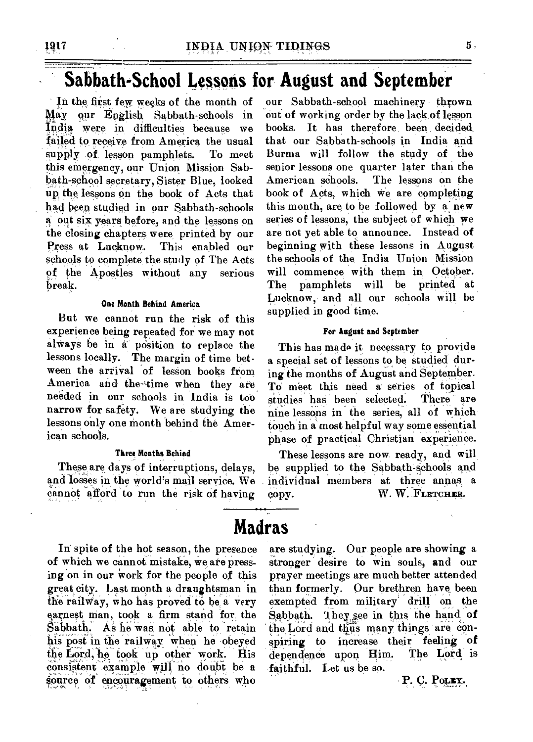# Sabbath-School Lessons for August and September

In the first few weeks of the month of May our English Sabbath-schools in India were in difficulties because we failed to receive from America the usual supply of lesson pamphlets. To meet this emergency, our Union Mission Sabbath-school secretary, Sister Blue, looked up the lessons on the book of Acts that had been studied in our Sabbath-schools a out six years before, and the lessons on the closing chapters were printed by our Press at Lucknow. This enabled our schools to complete the study of The Acts of the Apostles without any serious break.

#### One Month Behind America

But we cannot run the risk of this experience being repeated for we may not always be in a position to replace the lessons locally. The margin of time between the arrival of lesson books from America and the time when they are needed in our schools in India is too narrow for safety. We are studying the lessons only one month behind the American schools.

#### Three Months Behind

These are days of interruptions, delays, and losses in the world's mail service. We cannot afford to run the risk of having our Sabbath-school machinery thrown out of working order by the lack of lesson books. It has therefore been decided that our Sabbath-schools in India and Burma will follow the study of the senior lessons one quarter later than the American schools. The lessons on the book of Acts, which we are completing this month, are to be followed by a new series of lessons, the subject of which we are not yet able to announce. Instead of beginning with these lessons in August the schools of the India Union Mission will commence with them in October. The pamphlets will be printed at Lucknow, and all our schools will be supplied in good time.

#### For August and September

This has made it necessary to provide a special set of lessons to be studied during the months of August and September. To meet this need a series of topical studies has been selected. There are nine lessons in the series, all of which touch in a most helpful way some essential phase of practical Christian experience.

These lessons are now ready, and will be supplied to the Sabbath-schools and individual members at three annas a copy.

W. W. FLETCHER.

# Madras

In spite of the hot season, the presence of which we cannot mistake, we are pressing on in our work for the people of this great city. Last month a draughtsman in the railway, who has proved to be a very earnest man, took a firm stand for the Sabbath. As he was not able to retain his post in the railway when he obeyed the Lord, he took up other work. His consistent example will no doubt be a source of encouragement to others who are studying. Our people are showing a stronger desire to win souls, and our prayer meetings are much better attended than formerly. Our brethren have been exempted from military drill on the Sabbath. They see in this the hand of the Lord and thus many things are conspiring to increase their feeling of dependence upon Him. The Lord is faithful. Let us be so.

P. C. POLEY.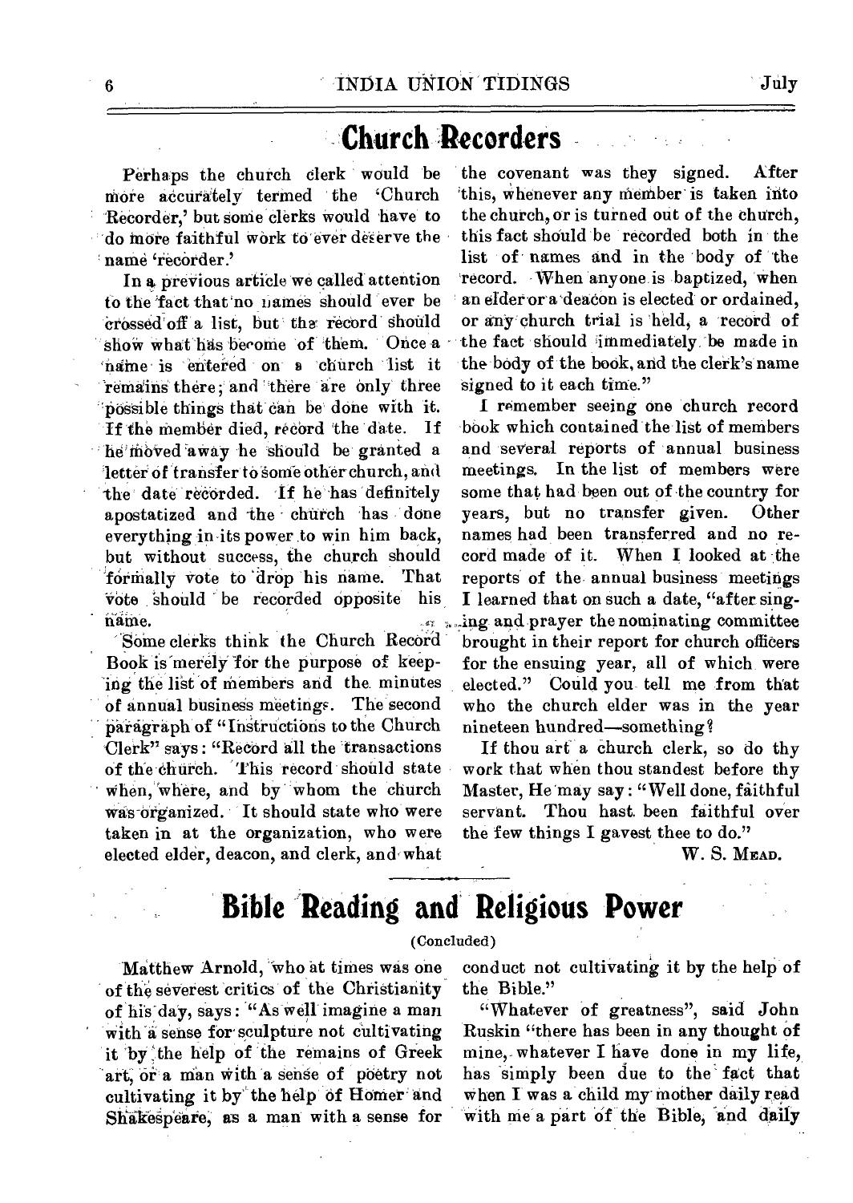# Church Recorders

Perhaps the church clerk would be more accurately termed the 'Church Recorder,' but some clerks would have to do more faithful work to ever deserve the name 'recorder.'

In a previous article we called attention to the fact that no names should ever be crossed off a list, but the record should show what has become of them. Once a name is entered on a church list it remains there; and there are only three possible things that can be done with it. If the member died, record the date. If he moved away he should be granted a letter of transfer to some other church, and the date recorded. If he has definitely apostatized and the church has done everything in its power to win him back, but without success, the church should formally vote to drop his name. That vote should be recorded opposite his name.

Some clerks think the Church Record Book is merely for the purpose of keeping the list of members and the minutes of annual business meetings. The second paragraph of "Instructions to the Church Clerk" says: "Record all the transactions of the church. This record should state when, where, and by whom the church was organized. It should state who were taken in at the organization, who were elected elder, deacon, and clerk, and what the covenant was they signed. After this, whenever any member is taken into the church, or is turned out of the church, this fact should be recorded both in the list of names and in the body of the record. When anyone is baptized, when an elder or a deacon is elected or ordained, or any church trial is held, a record of the fact should immediately be made in the body of the book, and the clerk's name signed to it each time."

I remember seeing one church record book which contained the list of members and several reports of annual business meetings. In the list of members were some that had been out of the country for years, but no transfer given. Other names had been transferred and no record made of it. When I looked at the reports of the annual business meetings I learned that on such a date, "after singing and prayer the nominating committee brought in their report for church officers for the ensuing year, all of which were elected." Could you tell me from that who the church elder was in the year nineteen hundred—something?

If thou art a church clerk, so do thy work that when thou standest before thy Master, He may say: "Well done, faithful servant. Thou hast been faithful over the few things I gavest thee to do."

W. S. MEAD.

# Bible Reading and Religious Power

(Concluded)

Matthew Arnold, who at times was one of the severest critics of the Christianity of his day, says: "As well imagine a man with a sense for sculpture not cultivating it by the help of the remains of Greek art, or a man with a sense of poetry not cultivating it by the help of Homer and Shakespeare, as a man with a sense for conduct not cultivating it by the help of the Bible."

"Whatever of greatness", said John Ruskin "there has been in any thought of mine, whatever I have done in my life, has simply been due to the fact that when I was a child my mother daily read with me a part of the Bible, and daily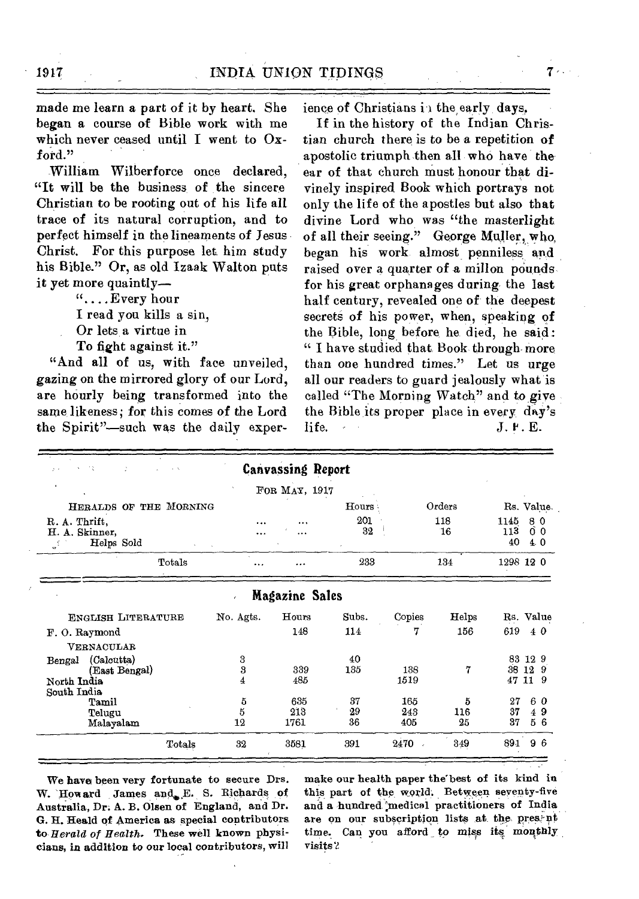made me learn a part of it by heart. She began a course of Bible work with me which never ceased until I went to Oxford."

William Wilberforce once declared, "It will be the business of the sincere Christian to be rooting out of his life all trace of its natural corruption, and to perfect himself in the lineaments of Jesus Christ. For this purpose let him study his Bible." Or, as old Izaak Walton puts it yet more quaintly—

> ". . . . Every hour
> I read you kills a sin,
> Or lets a virtue in
> To fight against it."

"And all of us, with face unveiled, gazing on the mirrored glory of our Lord, are hourly being transformed into the same likeness; for this comes of the Lord the Spirit"—such was the daily experience of Christians in the early days.

If in the history of the Indian Christian church there is to be a repetition of apostolic triumph then all who have the ear of that church must honour that divinely inspired Book which portrays not only the life of the apostles but also that divine Lord who was "the masterlight of all their seeing." George Muller, who began his work almost penniless and raised over a quarter of a millon pounds for his great orphanages during the last half century, revealed one of the deepest secrets of his power, when, speaking of the Bible, long before he died, he said: "I have studied that Book through more than one hundred times." Let us urge all our readers to guard jealously what is called "The Morning Watch" and to give the Bible its proper place in every day's life.

J. F. E.

## Canvassing Report

FOR MAY, 1917

| HERALDS OF THE MORNING | | | Hours | Orders | Rs. Value |
|---|---|---|---|---|---|
| R. A. Thrift, | ... | ... | 201 | 118 | 1145 8 0 |
| H. A. Skinner, | ... | ... | 32 | 16 | 113 0 0 |
| Helps Sold | | | | | 40 4 0 |
| Totals | ... | ... | 233 | 134 | 1298 12 0 |

## Magazine Sales

| ENGLISH LITERATURE | No. Agts. | Hours | Subs. | Copies | Helps | Rs. Value |
|---|---|---|---|---|---|---|
| F. O. Raymond | | 148 | 114 | 7 | 156 | 619 4 0 |
| VERNACULAR | | | | | | |
| Bengal (Calcutta) | 3 | | 40 | | | 83 12 9 |
| (East Bengal) | 3 | 339 | 135 | 138 | 7 | 38 12 9 |
| North India | 4 | 485 | | 1519 | | 47 11 9 |
| South India | | | | | | |
| Tamil | 5 | 635 | 37 | 165 | 5 | 27 6 0 |
| Telugu | 5 | 213 | 29 | 243 | 116 | 37 4 9 |
| Malayalam | 12 | 1761 | 36 | 405 | 25 | 37 5 6 |
| Totals | 32 | 3581 | 391 | 2470 | 349 | 891 9 6 |

We have been very fortunate to secure Drs. W. Howard James and E. S. Richards of Australia, Dr. A. B. Olsen of England, and Dr. G. H. Heald of America as special contributors to *Herald of Health*. These well known physicians, in addition to our local contributors, will make our health paper the best of its kind in this part of the world. Between seventy-five and a hundred medical practitioners of India are on our subscription lists at the present time. Can you afford to miss its monthly visits?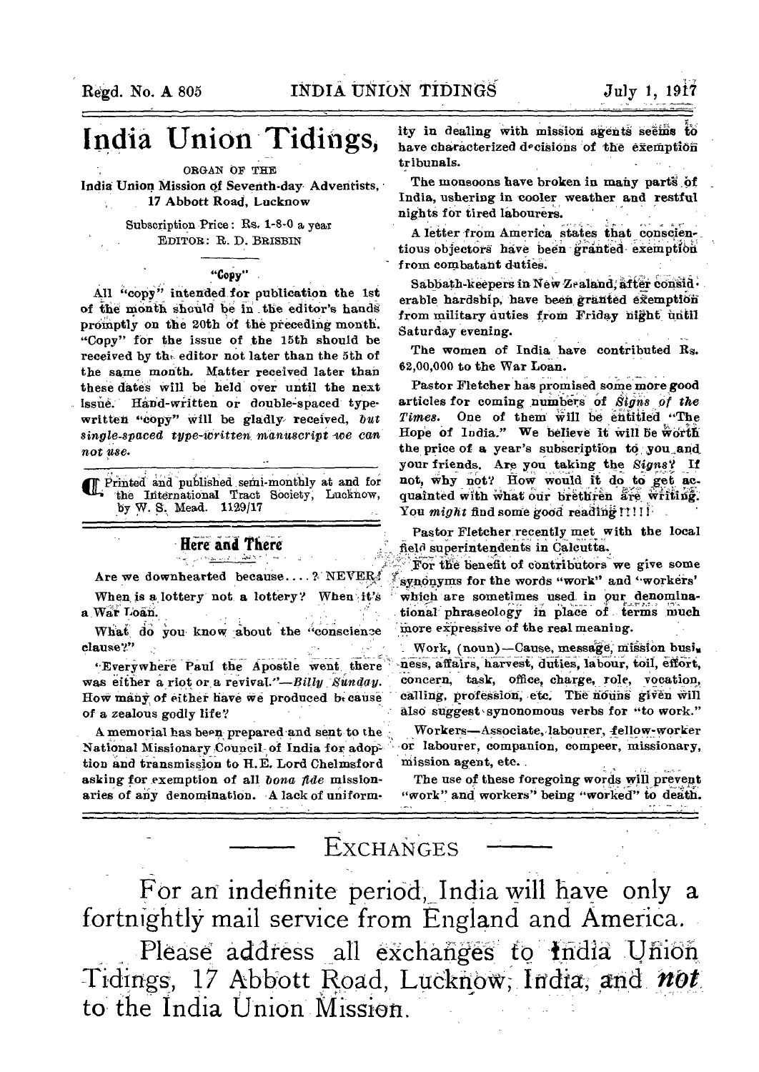# India Union Tidings,

ORGAN OF THE

India Union Mission of Seventh-day Adventists, 17 Abbott Road, Lucknow

Subscription Price: Rs. 1-8-0 a year

EDITOR: R. D. BRISBIN

### "Copy"

All "copy" intended for publication the 1st of the month should be in the editor's hands promptly on the 20th of the preceding month. "Copy" for the issue of the 15th should be received by the editor not later than the 5th of the same month. Matter received later than these dates will be held over until the next issue. Hand-written or double-spaced type-written "copy" will be gladly received, *but single-spaced type-written manuscript we can not use.*

Printed and published semi-monthly at and for the International Tract Society, Lucknow, by W. S. Mead. 1129/17

## Here and There

Are we downhearted because....? NEVER!

When is a lottery not a lottery? When it's a War Loan.

What do you know about the "conscience clause?"

"Everywhere Paul the Apostle went there was either a riot or a revival."—*Billy Sunday.* How many of either have we produced because of a zealous godly life?

A memorial has been prepared and sent to the National Missionary Council of India for adoption and transmission to H.E. Lord Chelmsford asking for exemption of all *bona fide* missionaries of any denomination. A lack of uniformity in dealing with mission agents seems to have characterized decisions of the exemption tribunals.

The monsoons have broken in many parts of India, ushering in cooler weather and restful nights for tired labourers.

A letter from America states that conscientious objectors have been granted exemption from combatant duties.

Sabbath-keepers in New Zealand, after considerable hardship, have been granted exemption from military duties from Friday night until Saturday evening.

The women of India have contributed Rs. 62,00,000 to the War Loan.

Pastor Fletcher has promised some more good articles for coming numbers of *Signs of the Times.* One of them will be entitled "The Hope of India." We believe it will be worth the price of a year's subscription to you and your friends. Are you taking the *Signs?* If not, why not? How would it do to get acquainted with what our brethren are writing. You *might* find some good reading!!!!!

Pastor Fletcher recently met with the local field superintendents in Calcutta.

For the benefit of contributors we give some synonyms for the words "work" and "workers' which are sometimes used in our denominational phraseology in place of terms much more expressive of the real meaning.

Work, (noun)—Cause, message, mission business, affairs, harvest, duties, labour, toil, effort, concern, task, office, charge, role, vocation, calling, profession, etc. The nouns given will also suggest synonomous verbs for "to work."

Workers—Associate, labourer, fellow-worker or labourer, companion, compeer, missionary, mission agent, etc.

The use of these foregoing words will prevent "work" and workers" being "worked" to death.

## Exchanges

For an indefinite period, India will have only a fortnightly mail service from England and America.

Please address all exchanges to India Union Tidings, 17 Abbott Road, Lucknow, India, and ***not*** to the India Union Mission.